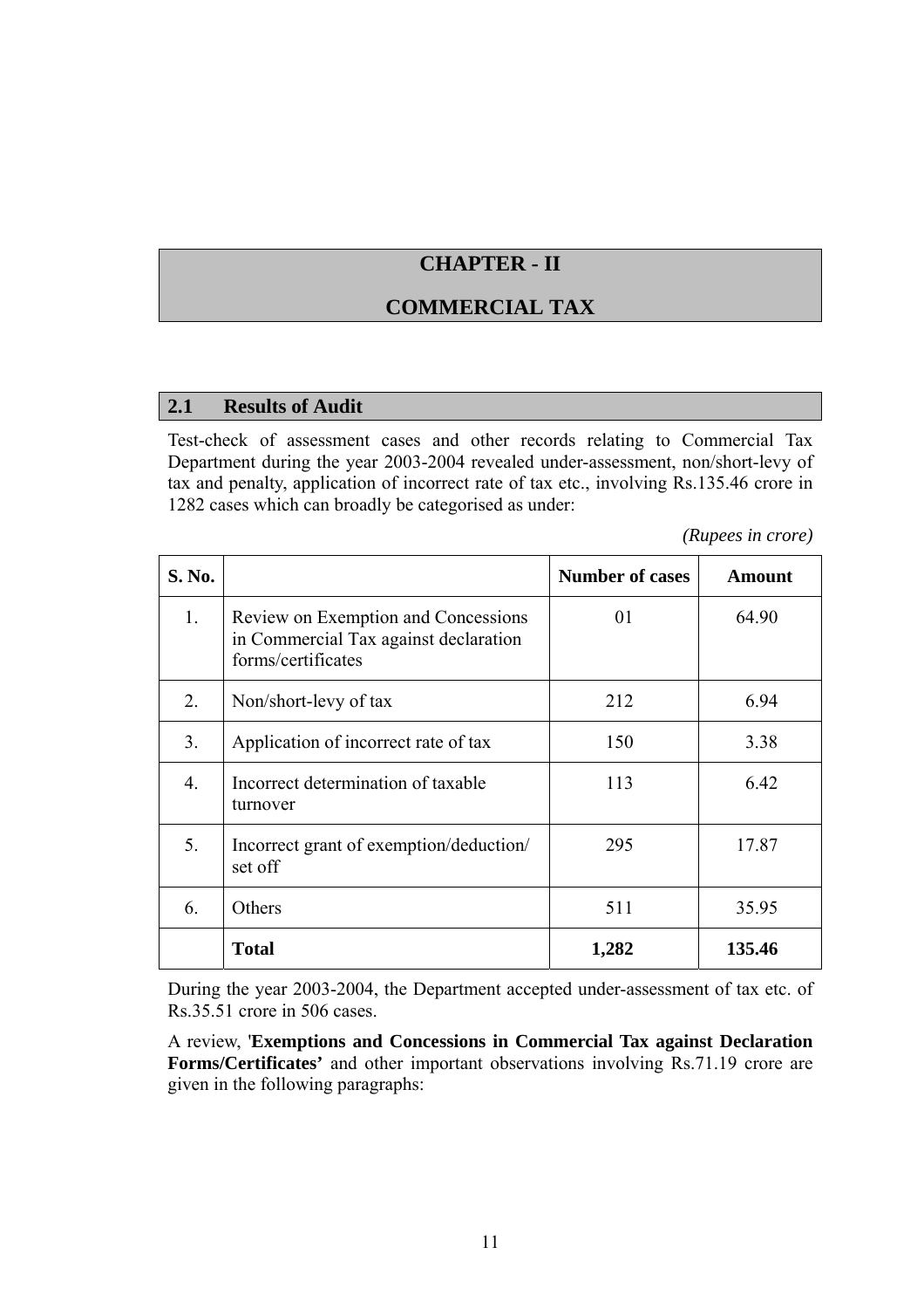# CHAPTER - II

# COMMERCIAL TAX

## 2.1 Results of Audit

Test-check of assessment cases and other records relating to Commercial Tax Department during the year 2003-2004 revealed under-assessment, non/short-levy of tax and penalty, application of incorrect rate of tax etc., involving Rs.135.46 crore in 1282 cases which can broadly be categorised as under:

*(Rupees in crore)*

| S. No. | | Number of cases | Amount |
|---|---|---|---|
| 1. | Review on Exemption and Concessions in Commercial Tax against declaration forms/certificates | 01 | 64.90 |
| 2. | Non/short-levy of tax | 212 | 6.94 |
| 3. | Application of incorrect rate of tax | 150 | 3.38 |
| 4. | Incorrect determination of taxable turnover | 113 | 6.42 |
| 5. | Incorrect grant of exemption/deduction/ set off | 295 | 17.87 |
| 6. | Others | 511 | 35.95 |
| | **Total** | **1,282** | **135.46** |

During the year 2003-2004, the Department accepted under-assessment of tax etc. of Rs.35.51 crore in 506 cases.

A review, '**Exemptions and Concessions in Commercial Tax against Declaration Forms/Certificates'** and other important observations involving Rs.71.19 crore are given in the following paragraphs: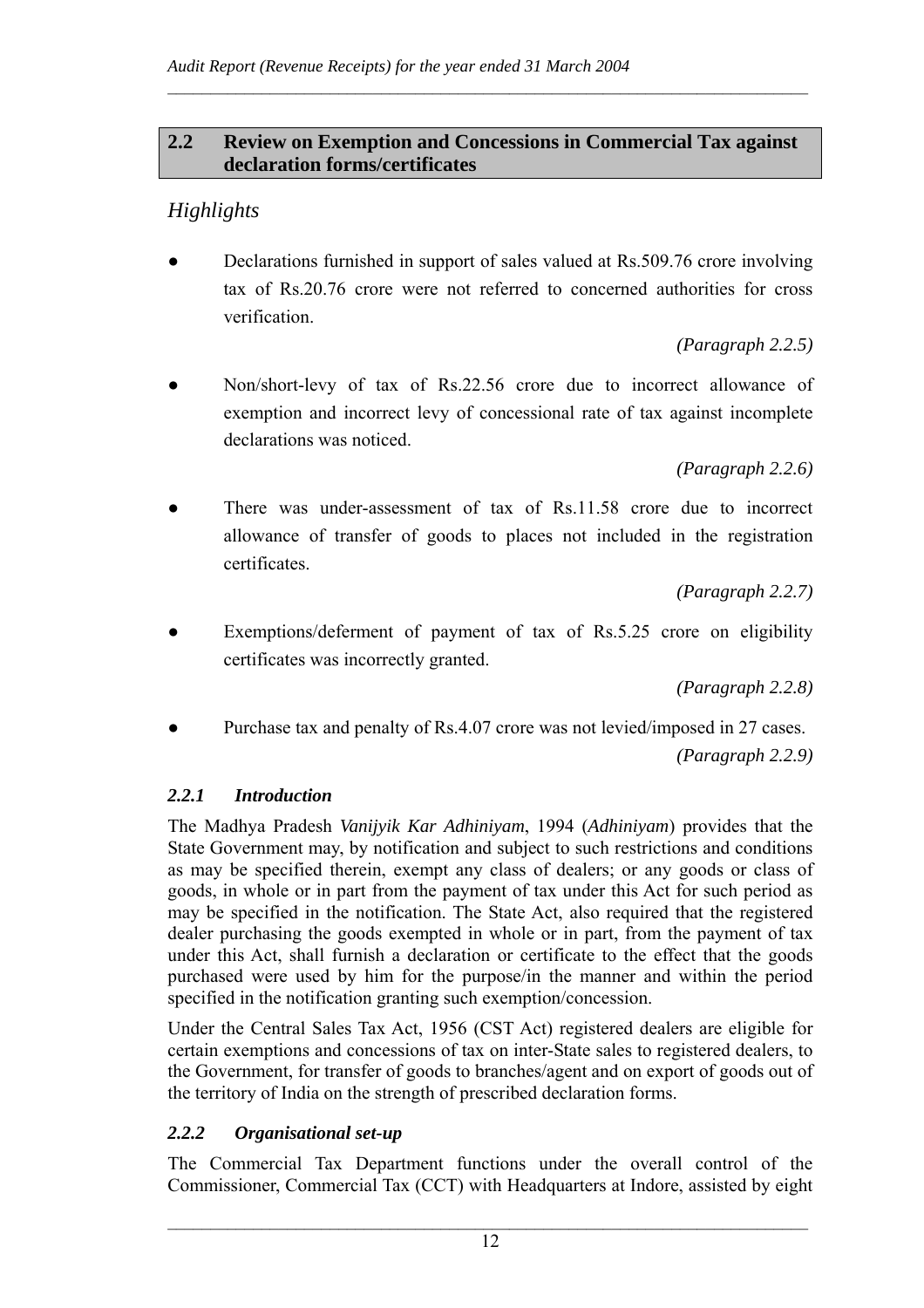## 2.2 Review on Exemption and Concessions in Commercial Tax against declaration forms/certificates

### *Highlights*

- Declarations furnished in support of sales valued at Rs.509.76 crore involving tax of Rs.20.76 crore were not referred to concerned authorities for cross verification.

  *(Paragraph 2.2.5)*

- Non/short-levy of tax of Rs.22.56 crore due to incorrect allowance of exemption and incorrect levy of concessional rate of tax against incomplete declarations was noticed.

  *(Paragraph 2.2.6)*

- There was under-assessment of tax of Rs.11.58 crore due to incorrect allowance of transfer of goods to places not included in the registration certificates.

  *(Paragraph 2.2.7)*

- Exemptions/deferment of payment of tax of Rs.5.25 crore on eligibility certificates was incorrectly granted.

  *(Paragraph 2.2.8)*

- Purchase tax and penalty of Rs.4.07 crore was not levied/imposed in 27 cases.

  *(Paragraph 2.2.9)*

### *2.2.1 Introduction*

The Madhya Pradesh *Vanijyik Kar Adhiniyam*, 1994 (*Adhiniyam*) provides that the State Government may, by notification and subject to such restrictions and conditions as may be specified therein, exempt any class of dealers; or any goods or class of goods, in whole or in part from the payment of tax under this Act for such period as may be specified in the notification. The State Act, also required that the registered dealer purchasing the goods exempted in whole or in part, from the payment of tax under this Act, shall furnish a declaration or certificate to the effect that the goods purchased were used by him for the purpose/in the manner and within the period specified in the notification granting such exemption/concession.

Under the Central Sales Tax Act, 1956 (CST Act) registered dealers are eligible for certain exemptions and concessions of tax on inter-State sales to registered dealers, to the Government, for transfer of goods to branches/agent and on export of goods out of the territory of India on the strength of prescribed declaration forms.

### *2.2.2 Organisational set-up*

The Commercial Tax Department functions under the overall control of the Commissioner, Commercial Tax (CCT) with Headquarters at Indore, assisted by eight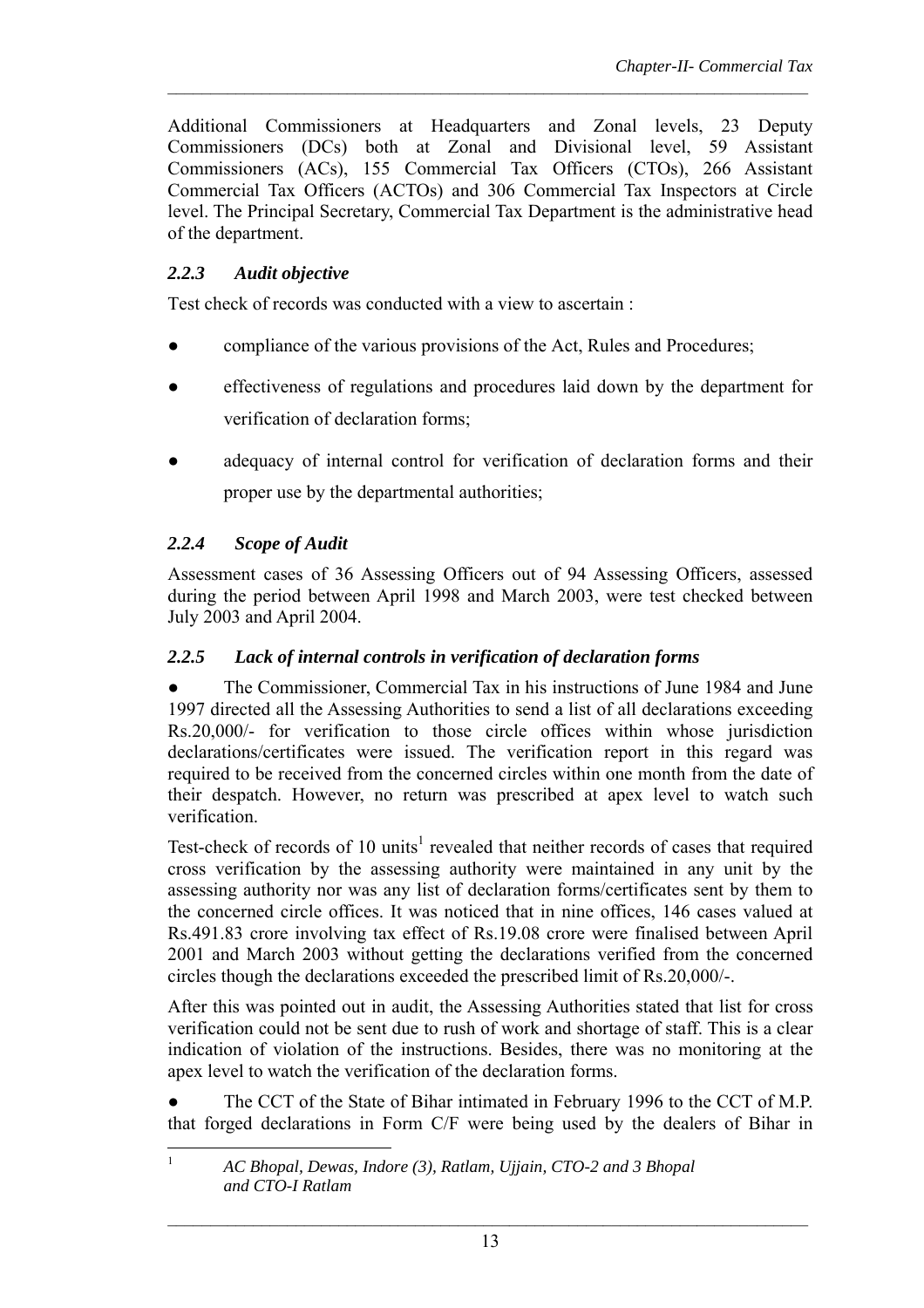Additional Commissioners at Headquarters and Zonal levels, 23 Deputy Commissioners (DCs) both at Zonal and Divisional level, 59 Assistant Commissioners (ACs), 155 Commercial Tax Officers (CTOs), 266 Assistant Commercial Tax Officers (ACTOs) and 306 Commercial Tax Inspectors at Circle level. The Principal Secretary, Commercial Tax Department is the administrative head of the department.

### *2.2.3 Audit objective*

Test check of records was conducted with a view to ascertain :

- compliance of the various provisions of the Act, Rules and Procedures;
- effectiveness of regulations and procedures laid down by the department for verification of declaration forms;
- adequacy of internal control for verification of declaration forms and their proper use by the departmental authorities;

### *2.2.4 Scope of Audit*

Assessment cases of 36 Assessing Officers out of 94 Assessing Officers, assessed during the period between April 1998 and March 2003, were test checked between July 2003 and April 2004.

### *2.2.5 Lack of internal controls in verification of declaration forms*

- The Commissioner, Commercial Tax in his instructions of June 1984 and June 1997 directed all the Assessing Authorities to send a list of all declarations exceeding Rs.20,000/- for verification to those circle offices within whose jurisdiction declarations/certificates were issued. The verification report in this regard was required to be received from the concerned circles within one month from the date of their despatch. However, no return was prescribed at apex level to watch such verification.

Test-check of records of 10 units[1] revealed that neither records of cases that required cross verification by the assessing authority were maintained in any unit by the assessing authority nor was any list of declaration forms/certificates sent by them to the concerned circle offices. It was noticed that in nine offices, 146 cases valued at Rs.491.83 crore involving tax effect of Rs.19.08 crore were finalised between April 2001 and March 2003 without getting the declarations verified from the concerned circles though the declarations exceeded the prescribed limit of Rs.20,000/-.

After this was pointed out in audit, the Assessing Authorities stated that list for cross verification could not be sent due to rush of work and shortage of staff. This is a clear indication of violation of the instructions. Besides, there was no monitoring at the apex level to watch the verification of the declaration forms.

- The CCT of the State of Bihar intimated in February 1996 to the CCT of M.P. that forged declarations in Form C/F were being used by the dealers of Bihar in

---

[1] *AC Bhopal, Dewas, Indore (3), Ratlam, Ujjain, CTO-2 and 3 Bhopal and CTO-I Ratlam*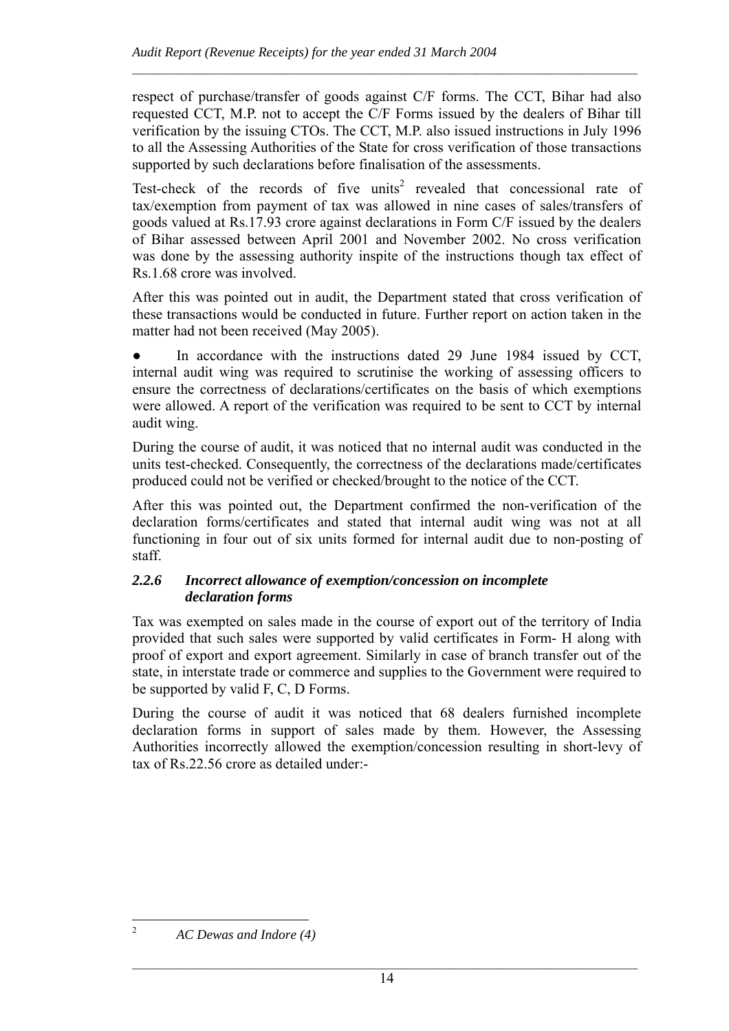respect of purchase/transfer of goods against C/F forms. The CCT, Bihar had also requested CCT, M.P. not to accept the C/F Forms issued by the dealers of Bihar till verification by the issuing CTOs. The CCT, M.P. also issued instructions in July 1996 to all the Assessing Authorities of the State for cross verification of those transactions supported by such declarations before finalisation of the assessments.

Test-check of the records of five units[2] revealed that concessional rate of tax/exemption from payment of tax was allowed in nine cases of sales/transfers of goods valued at Rs.17.93 crore against declarations in Form C/F issued by the dealers of Bihar assessed between April 2001 and November 2002. No cross verification was done by the assessing authority inspite of the instructions though tax effect of Rs.1.68 crore was involved.

After this was pointed out in audit, the Department stated that cross verification of these transactions would be conducted in future. Further report on action taken in the matter had not been received (May 2005).

- In accordance with the instructions dated 29 June 1984 issued by CCT, internal audit wing was required to scrutinise the working of assessing officers to ensure the correctness of declarations/certificates on the basis of which exemptions were allowed. A report of the verification was required to be sent to CCT by internal audit wing.

During the course of audit, it was noticed that no internal audit was conducted in the units test-checked. Consequently, the correctness of the declarations made/certificates produced could not be verified or checked/brought to the notice of the CCT.

After this was pointed out, the Department confirmed the non-verification of the declaration forms/certificates and stated that internal audit wing was not at all functioning in four out of six units formed for internal audit due to non-posting of staff.

### *2.2.6 Incorrect allowance of exemption/concession on incomplete declaration forms*

Tax was exempted on sales made in the course of export out of the territory of India provided that such sales were supported by valid certificates in Form- H along with proof of export and export agreement. Similarly in case of branch transfer out of the state, in interstate trade or commerce and supplies to the Government were required to be supported by valid F, C, D Forms.

During the course of audit it was noticed that 68 dealers furnished incomplete declaration forms in support of sales made by them. However, the Assessing Authorities incorrectly allowed the exemption/concession resulting in short-levy of tax of Rs.22.56 crore as detailed under:-

---

[2] *AC Dewas and Indore (4)*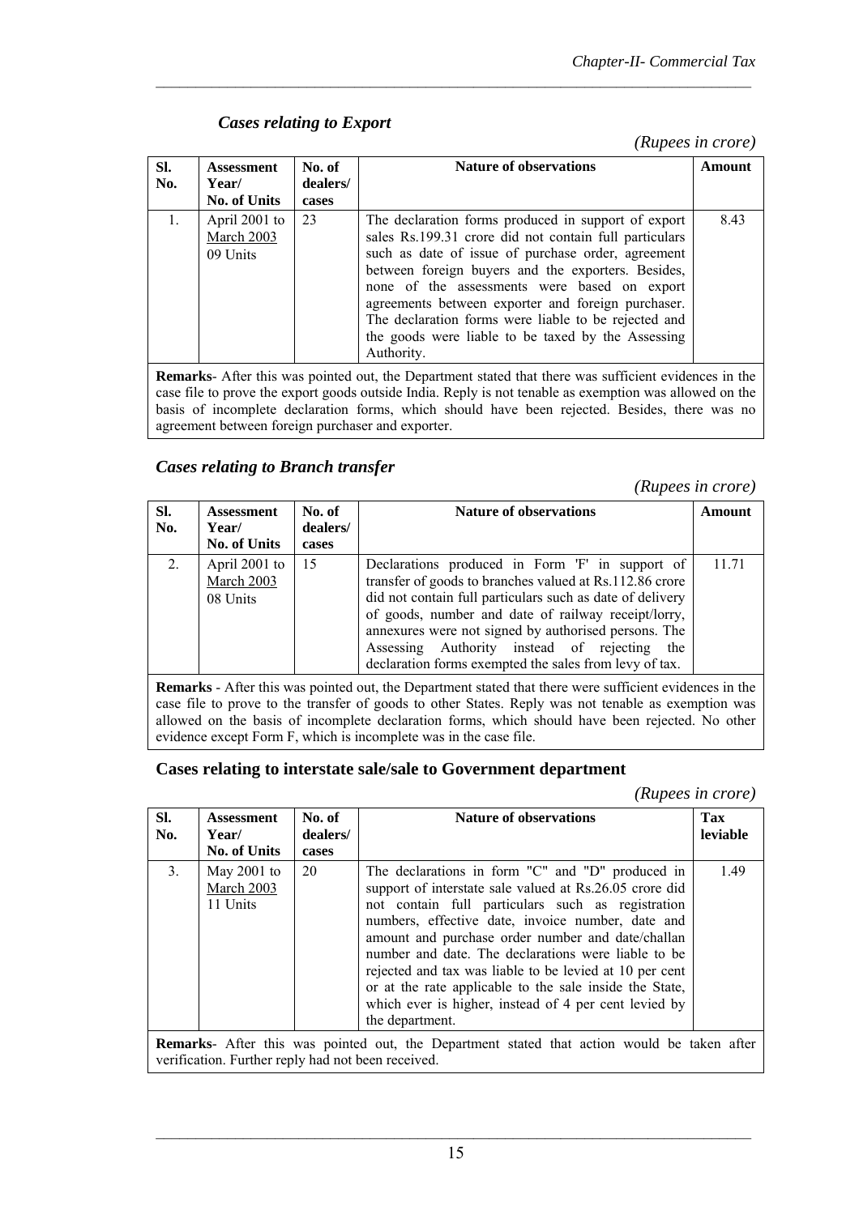### *Cases relating to Export*

*(Rupees in crore)*

| Sl. No. | Assessment Year/ No. of Units | No. of dealers/ cases | Nature of observations | Amount |
|---|---|---|---|---|
| 1. | April 2001 to March 2003 09 Units | 23 | The declaration forms produced in support of export sales Rs.199.31 crore did not contain full particulars such as date of issue of purchase order, agreement between foreign buyers and the exporters. Besides, none of the assessments were based on export agreements between exporter and foreign purchaser. The declaration forms were liable to be rejected and the goods were liable to be taxed by the Assessing Authority. | 8.43 |
| **Remarks**- After this was pointed out, the Department stated that there was sufficient evidences in the case file to prove the export goods outside India. Reply is not tenable as exemption was allowed on the basis of incomplete declaration forms, which should have been rejected. Besides, there was no agreement between foreign purchaser and exporter. | | | | |

### *Cases relating to Branch transfer*

*(Rupees in crore)*

| Sl. No. | Assessment Year/ No. of Units | No. of dealers/ cases | Nature of observations | Amount |
|---|---|---|---|---|
| 2. | April 2001 to March 2003 08 Units | 15 | Declarations produced in Form 'F' in support of transfer of goods to branches valued at Rs.112.86 crore did not contain full particulars such as date of delivery of goods, number and date of railway receipt/lorry, annexures were not signed by authorised persons. The Assessing Authority instead of rejecting the declaration forms exempted the sales from levy of tax. | 11.71 |
| **Remarks** - After this was pointed out, the Department stated that there were sufficient evidences in the case file to prove to the transfer of goods to other States. Reply was not tenable as exemption was allowed on the basis of incomplete declaration forms, which should have been rejected. No other evidence except Form F, which is incomplete was in the case file. | | | | |

### Cases relating to interstate sale/sale to Government department

*(Rupees in crore)*

| Sl. No. | Assessment Year/ No. of Units | No. of dealers/ cases | Nature of observations | Tax leviable |
|---|---|---|---|---|
| 3. | May 2001 to March 2003 11 Units | 20 | The declarations in form "C" and "D" produced in support of interstate sale valued at Rs.26.05 crore did not contain full particulars such as registration numbers, effective date, invoice number, date and amount and purchase order number and date/challan number and date. The declarations were liable to be rejected and tax was liable to be levied at 10 per cent or at the rate applicable to the sale inside the State, which ever is higher, instead of 4 per cent levied by the department. | 1.49 |
| **Remarks**- After this was pointed out, the Department stated that action would be taken after verification. Further reply had not been received. | | | | |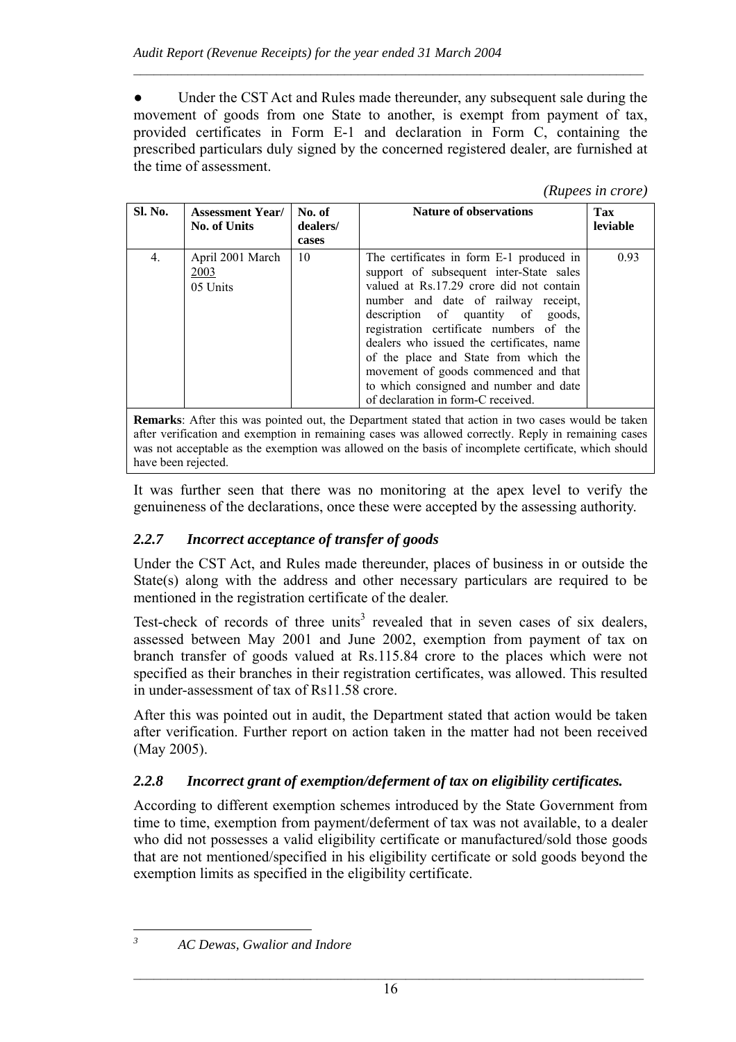● Under the CST Act and Rules made thereunder, any subsequent sale during the movement of goods from one State to another, is exempt from payment of tax, provided certificates in Form E-1 and declaration in Form C, containing the prescribed particulars duly signed by the concerned registered dealer, are furnished at the time of assessment.

*(Rupees in crore)*

| Sl. No. | Assessment Year/ No. of Units | No. of dealers/ cases | Nature of observations | Tax leviable |
|---|---|---|---|---|
| 4. | April 2001 March 2003<br>05 Units | 10 | The certificates in form E-1 produced in support of subsequent inter-State sales valued at Rs.17.29 crore did not contain number and date of railway receipt, description of quantity of goods, registration certificate numbers of the dealers who issued the certificates, name of the place and State from which the movement of goods commenced and that to which consigned and number and date of declaration in form-C received. | 0.93 |
| **Remarks**: After this was pointed out, the Department stated that action in two cases would be taken after verification and exemption in remaining cases was allowed correctly. Reply in remaining cases was not acceptable as the exemption was allowed on the basis of incomplete certificate, which should have been rejected. | | | | |

It was further seen that there was no monitoring at the apex level to verify the genuineness of the declarations, once these were accepted by the assessing authority.

### *2.2.7 Incorrect acceptance of transfer of goods*

Under the CST Act, and Rules made thereunder, places of business in or outside the State(s) along with the address and other necessary particulars are required to be mentioned in the registration certificate of the dealer.

Test-check of records of three units[3] revealed that in seven cases of six dealers, assessed between May 2001 and June 2002, exemption from payment of tax on branch transfer of goods valued at Rs.115.84 crore to the places which were not specified as their branches in their registration certificates, was allowed. This resulted in under-assessment of tax of Rs11.58 crore.

After this was pointed out in audit, the Department stated that action would be taken after verification. Further report on action taken in the matter had not been received (May 2005).

### *2.2.8 Incorrect grant of exemption/deferment of tax on eligibility certificates.*

According to different exemption schemes introduced by the State Government from time to time, exemption from payment/deferment of tax was not available, to a dealer who did not possesses a valid eligibility certificate or manufactured/sold those goods that are not mentioned/specified in his eligibility certificate or sold goods beyond the exemption limits as specified in the eligibility certificate.

---

[3] *AC Dewas, Gwalior and Indore*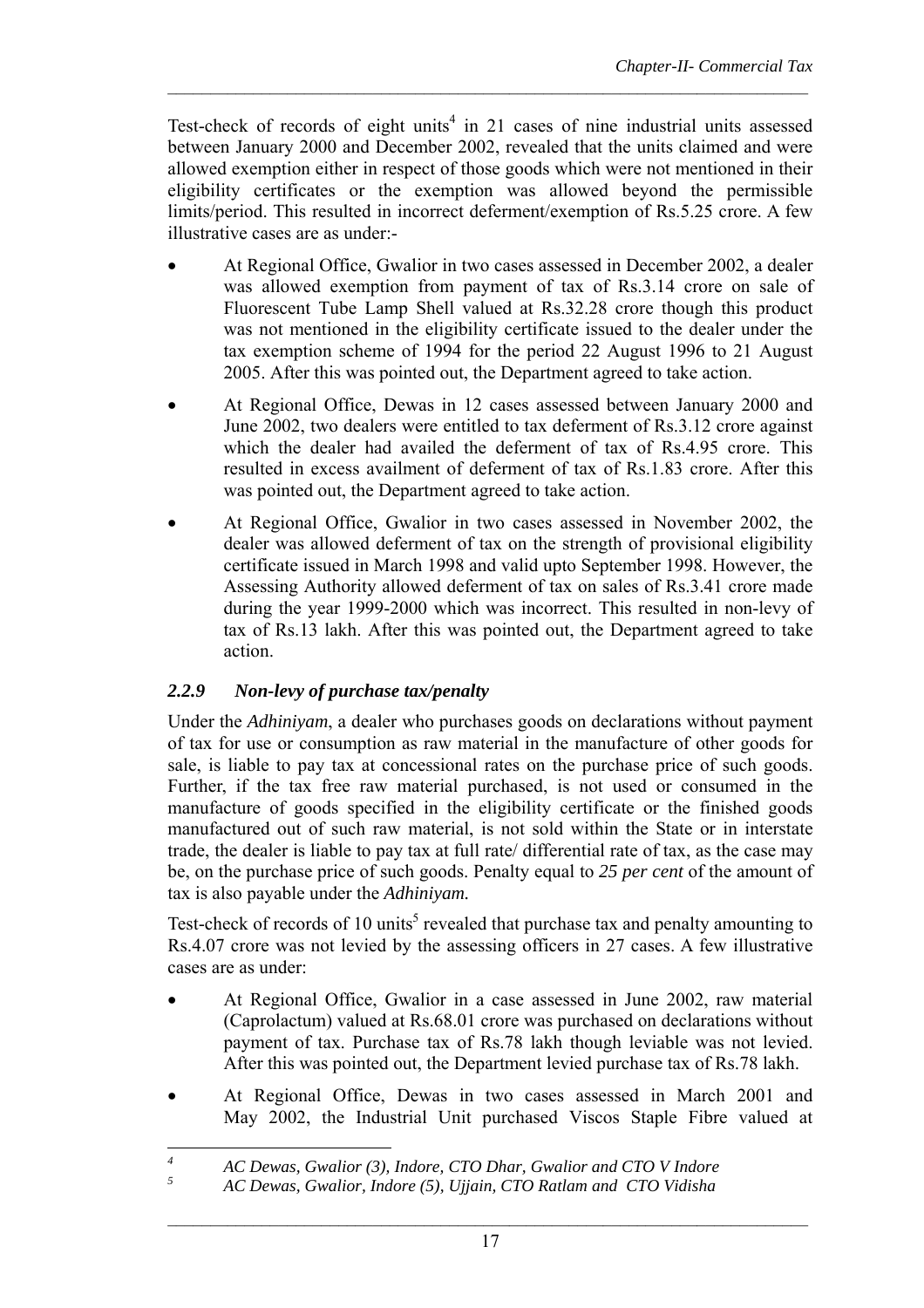Test-check of records of eight units[4] in 21 cases of nine industrial units assessed between January 2000 and December 2002, revealed that the units claimed and were allowed exemption either in respect of those goods which were not mentioned in their eligibility certificates or the exemption was allowed beyond the permissible limits/period. This resulted in incorrect deferment/exemption of Rs.5.25 crore. A few illustrative cases are as under:-

- At Regional Office, Gwalior in two cases assessed in December 2002, a dealer was allowed exemption from payment of tax of Rs.3.14 crore on sale of Fluorescent Tube Lamp Shell valued at Rs.32.28 crore though this product was not mentioned in the eligibility certificate issued to the dealer under the tax exemption scheme of 1994 for the period 22 August 1996 to 21 August 2005. After this was pointed out, the Department agreed to take action.
- At Regional Office, Dewas in 12 cases assessed between January 2000 and June 2002, two dealers were entitled to tax deferment of Rs.3.12 crore against which the dealer had availed the deferment of tax of Rs.4.95 crore. This resulted in excess availment of deferment of tax of Rs.1.83 crore. After this was pointed out, the Department agreed to take action.
- At Regional Office, Gwalior in two cases assessed in November 2002, the dealer was allowed deferment of tax on the strength of provisional eligibility certificate issued in March 1998 and valid upto September 1998. However, the Assessing Authority allowed deferment of tax on sales of Rs.3.41 crore made during the year 1999-2000 which was incorrect. This resulted in non-levy of tax of Rs.13 lakh. After this was pointed out, the Department agreed to take action.

### *2.2.9 Non-levy of purchase tax/penalty*

Under the *Adhiniyam*, a dealer who purchases goods on declarations without payment of tax for use or consumption as raw material in the manufacture of other goods for sale, is liable to pay tax at concessional rates on the purchase price of such goods. Further, if the tax free raw material purchased, is not used or consumed in the manufacture of goods specified in the eligibility certificate or the finished goods manufactured out of such raw material, is not sold within the State or in interstate trade, the dealer is liable to pay tax at full rate/ differential rate of tax, as the case may be, on the purchase price of such goods. Penalty equal to *25 per cent* of the amount of tax is also payable under the *Adhiniyam.*

Test-check of records of 10 units[5] revealed that purchase tax and penalty amounting to Rs.4.07 crore was not levied by the assessing officers in 27 cases. A few illustrative cases are as under:

- At Regional Office, Gwalior in a case assessed in June 2002, raw material (Caprolactum) valued at Rs.68.01 crore was purchased on declarations without payment of tax. Purchase tax of Rs.78 lakh though leviable was not levied. After this was pointed out, the Department levied purchase tax of Rs.78 lakh.
- At Regional Office, Dewas in two cases assessed in March 2001 and May 2002, the Industrial Unit purchased Viscos Staple Fibre valued at

---

[4] *AC Dewas, Gwalior (3), Indore, CTO Dhar, Gwalior and CTO V Indore*

[5] *AC Dewas, Gwalior, Indore (5), Ujjain, CTO Ratlam and CTO Vidisha*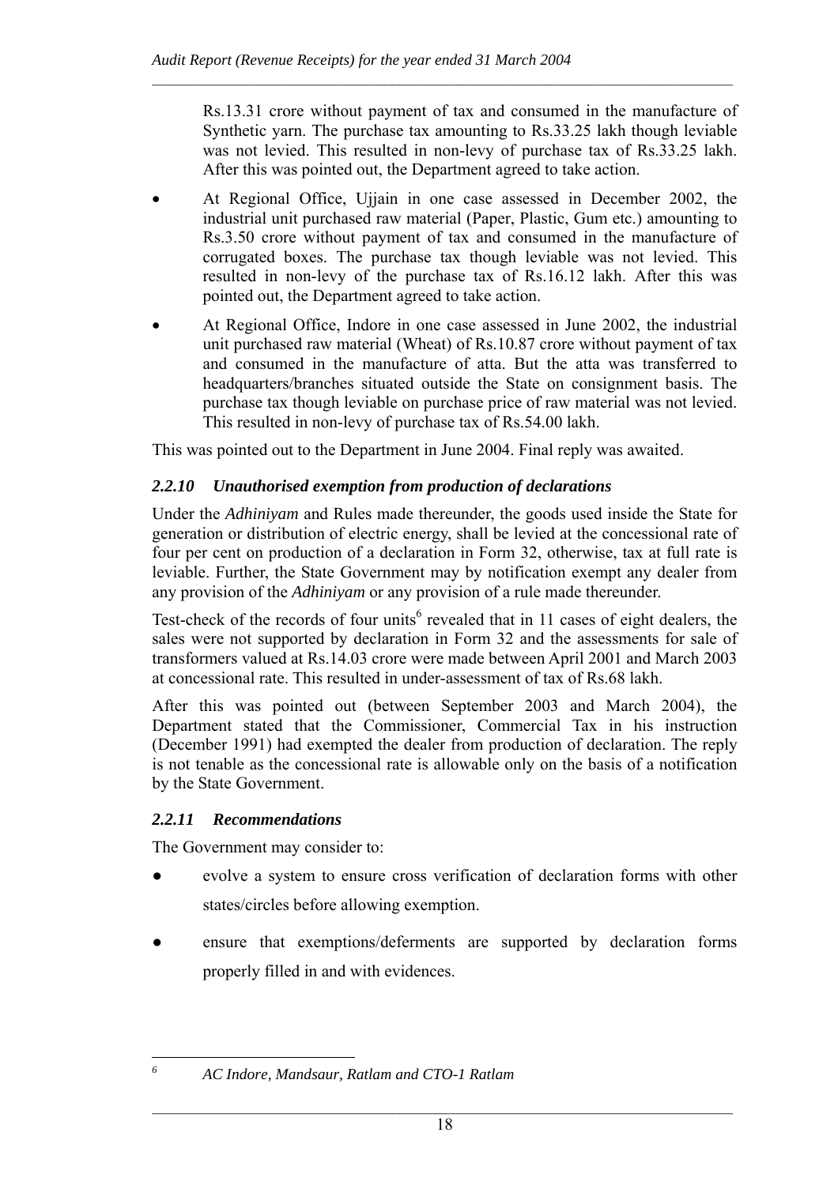Rs.13.31 crore without payment of tax and consumed in the manufacture of Synthetic yarn. The purchase tax amounting to Rs.33.25 lakh though leviable was not levied. This resulted in non-levy of purchase tax of Rs.33.25 lakh. After this was pointed out, the Department agreed to take action.

- At Regional Office, Ujjain in one case assessed in December 2002, the industrial unit purchased raw material (Paper, Plastic, Gum etc.) amounting to Rs.3.50 crore without payment of tax and consumed in the manufacture of corrugated boxes. The purchase tax though leviable was not levied. This resulted in non-levy of the purchase tax of Rs.16.12 lakh. After this was pointed out, the Department agreed to take action.
- At Regional Office, Indore in one case assessed in June 2002, the industrial unit purchased raw material (Wheat) of Rs.10.87 crore without payment of tax and consumed in the manufacture of atta. But the atta was transferred to headquarters/branches situated outside the State on consignment basis. The purchase tax though leviable on purchase price of raw material was not levied. This resulted in non-levy of purchase tax of Rs.54.00 lakh.

This was pointed out to the Department in June 2004. Final reply was awaited.

### *2.2.10 Unauthorised exemption from production of declarations*

Under the *Adhiniyam* and Rules made thereunder, the goods used inside the State for generation or distribution of electric energy, shall be levied at the concessional rate of four per cent on production of a declaration in Form 32, otherwise, tax at full rate is leviable. Further, the State Government may by notification exempt any dealer from any provision of the *Adhiniyam* or any provision of a rule made thereunder.

Test-check of the records of four units[6] revealed that in 11 cases of eight dealers, the sales were not supported by declaration in Form 32 and the assessments for sale of transformers valued at Rs.14.03 crore were made between April 2001 and March 2003 at concessional rate. This resulted in under-assessment of tax of Rs.68 lakh.

After this was pointed out (between September 2003 and March 2004), the Department stated that the Commissioner, Commercial Tax in his instruction (December 1991) had exempted the dealer from production of declaration. The reply is not tenable as the concessional rate is allowable only on the basis of a notification by the State Government.

### *2.2.11 Recommendations*

The Government may consider to:

- evolve a system to ensure cross verification of declaration forms with other states/circles before allowing exemption.
- ensure that exemptions/deferments are supported by declaration forms properly filled in and with evidences.

---

[6] *AC Indore, Mandsaur, Ratlam and CTO-1 Ratlam*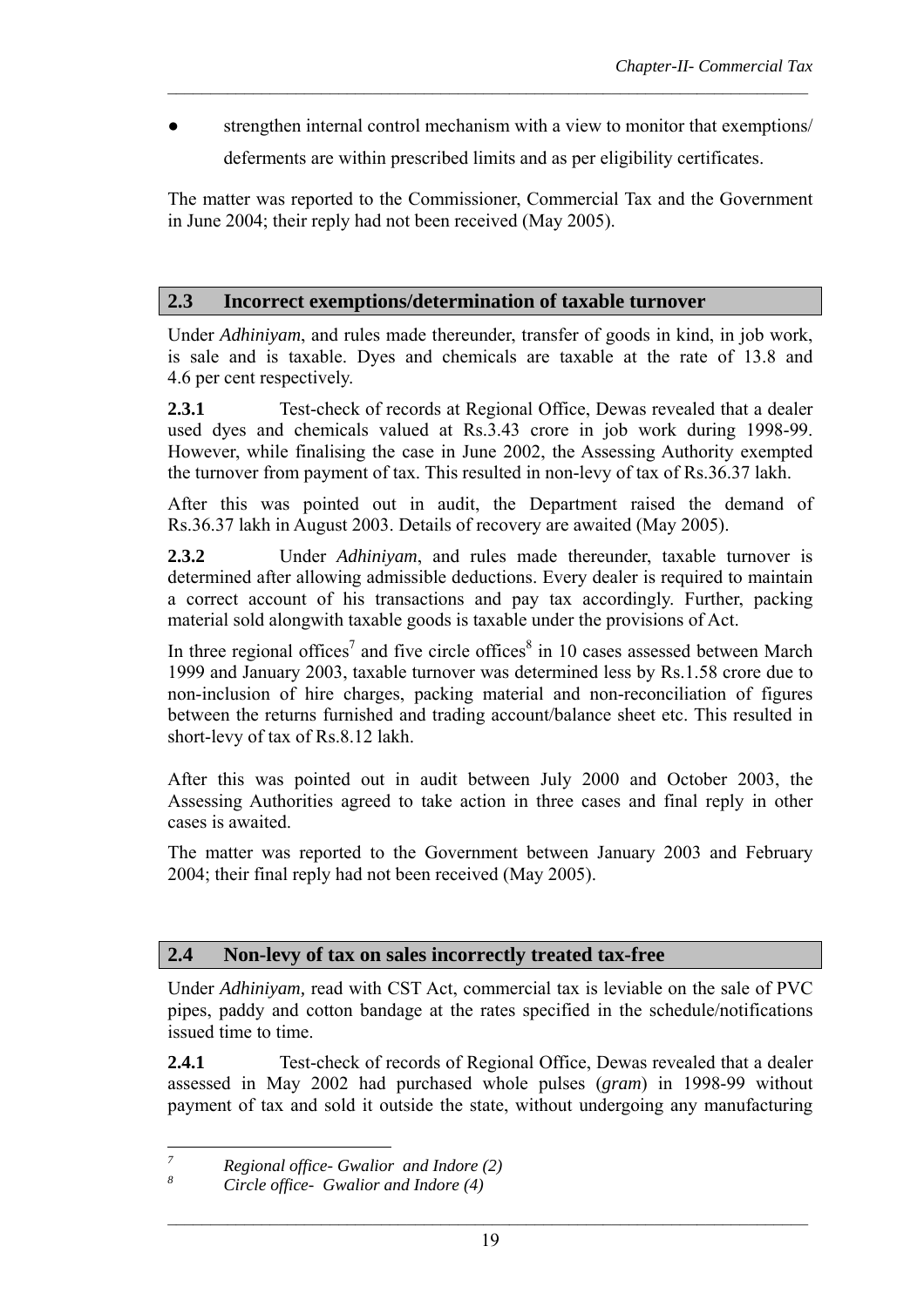- strengthen internal control mechanism with a view to monitor that exemptions/ deferments are within prescribed limits and as per eligibility certificates.

The matter was reported to the Commissioner, Commercial Tax and the Government in June 2004; their reply had not been received (May 2005).

## 2.3 Incorrect exemptions/determination of taxable turnover

Under *Adhiniyam*, and rules made thereunder, transfer of goods in kind, in job work, is sale and is taxable. Dyes and chemicals are taxable at the rate of 13.8 and 4.6 per cent respectively.

**2.3.1** Test-check of records at Regional Office, Dewas revealed that a dealer used dyes and chemicals valued at Rs.3.43 crore in job work during 1998-99. However, while finalising the case in June 2002, the Assessing Authority exempted the turnover from payment of tax. This resulted in non-levy of tax of Rs.36.37 lakh.

After this was pointed out in audit, the Department raised the demand of Rs.36.37 lakh in August 2003. Details of recovery are awaited (May 2005).

**2.3.2** Under *Adhiniyam*, and rules made thereunder, taxable turnover is determined after allowing admissible deductions. Every dealer is required to maintain a correct account of his transactions and pay tax accordingly. Further, packing material sold alongwith taxable goods is taxable under the provisions of Act.

In three regional offices[7] and five circle offices[8] in 10 cases assessed between March 1999 and January 2003, taxable turnover was determined less by Rs.1.58 crore due to non-inclusion of hire charges, packing material and non-reconciliation of figures between the returns furnished and trading account/balance sheet etc. This resulted in short-levy of tax of Rs.8.12 lakh.

After this was pointed out in audit between July 2000 and October 2003, the Assessing Authorities agreed to take action in three cases and final reply in other cases is awaited.

The matter was reported to the Government between January 2003 and February 2004; their final reply had not been received (May 2005).

## 2.4 Non-levy of tax on sales incorrectly treated tax-free

Under *Adhiniyam,* read with CST Act, commercial tax is leviable on the sale of PVC pipes, paddy and cotton bandage at the rates specified in the schedule/notifications issued time to time.

**2.4.1** Test-check of records of Regional Office, Dewas revealed that a dealer assessed in May 2002 had purchased whole pulses (*gram*) in 1998-99 without payment of tax and sold it outside the state, without undergoing any manufacturing

---

[7] *Regional office- Gwalior and Indore (2)*

[8] *Circle office- Gwalior and Indore (4)*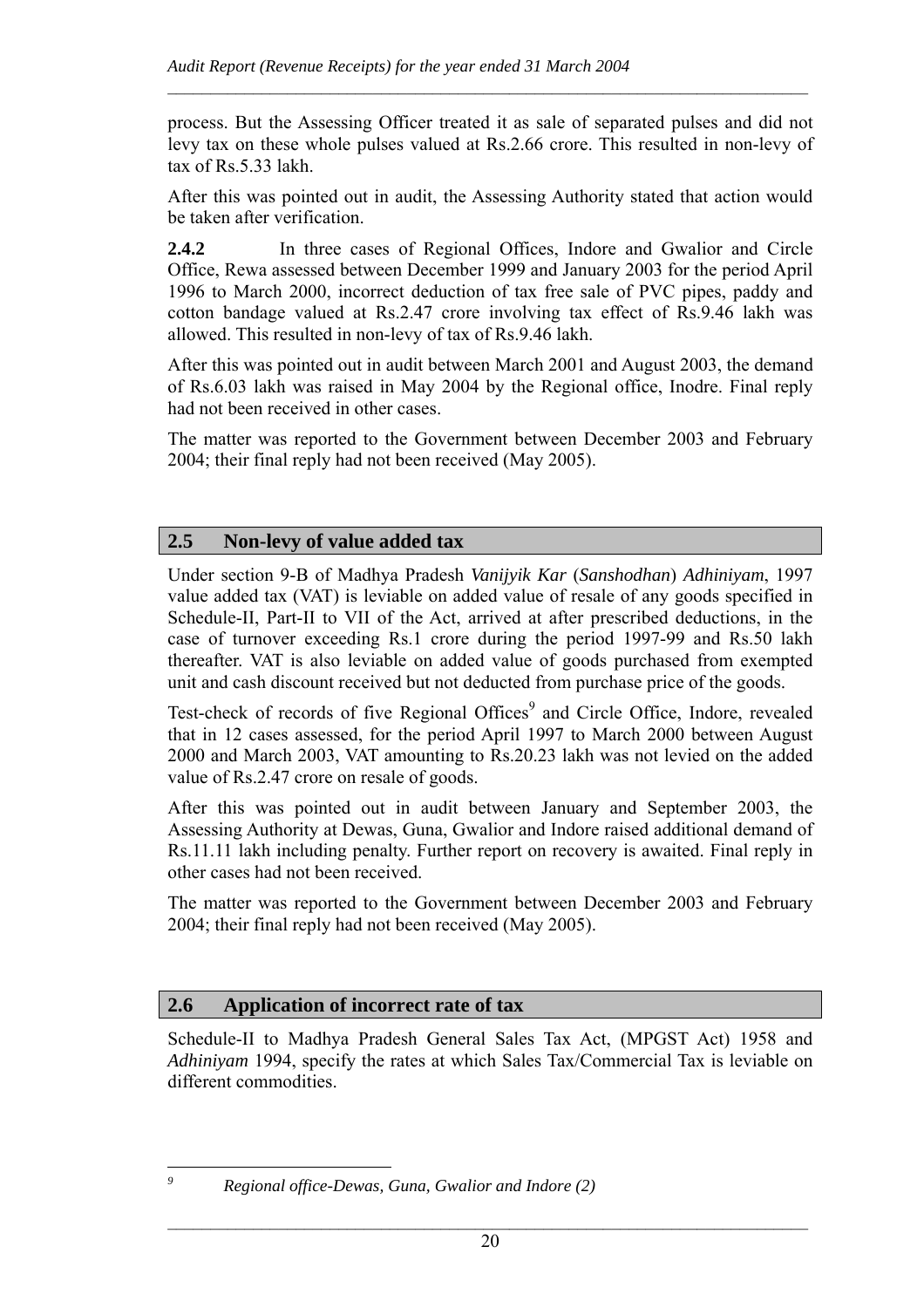process. But the Assessing Officer treated it as sale of separated pulses and did not levy tax on these whole pulses valued at Rs.2.66 crore. This resulted in non-levy of tax of Rs.5.33 lakh.

After this was pointed out in audit, the Assessing Authority stated that action would be taken after verification.

**2.4.2** In three cases of Regional Offices, Indore and Gwalior and Circle Office, Rewa assessed between December 1999 and January 2003 for the period April 1996 to March 2000, incorrect deduction of tax free sale of PVC pipes, paddy and cotton bandage valued at Rs.2.47 crore involving tax effect of Rs.9.46 lakh was allowed. This resulted in non-levy of tax of Rs.9.46 lakh.

After this was pointed out in audit between March 2001 and August 2003, the demand of Rs.6.03 lakh was raised in May 2004 by the Regional office, Inodre. Final reply had not been received in other cases.

The matter was reported to the Government between December 2003 and February 2004; their final reply had not been received (May 2005).

## 2.5 Non-levy of value added tax

Under section 9-B of Madhya Pradesh *Vanijyik Kar* (*Sanshodhan*) *Adhiniyam*, 1997 value added tax (VAT) is leviable on added value of resale of any goods specified in Schedule-II, Part-II to VII of the Act, arrived at after prescribed deductions, in the case of turnover exceeding Rs.1 crore during the period 1997-99 and Rs.50 lakh thereafter. VAT is also leviable on added value of goods purchased from exempted unit and cash discount received but not deducted from purchase price of the goods.

Test-check of records of five Regional Offices[9] and Circle Office, Indore, revealed that in 12 cases assessed, for the period April 1997 to March 2000 between August 2000 and March 2003, VAT amounting to Rs.20.23 lakh was not levied on the added value of Rs.2.47 crore on resale of goods.

After this was pointed out in audit between January and September 2003, the Assessing Authority at Dewas, Guna, Gwalior and Indore raised additional demand of Rs.11.11 lakh including penalty. Further report on recovery is awaited. Final reply in other cases had not been received.

The matter was reported to the Government between December 2003 and February 2004; their final reply had not been received (May 2005).

## 2.6 Application of incorrect rate of tax

Schedule-II to Madhya Pradesh General Sales Tax Act, (MPGST Act) 1958 and *Adhiniyam* 1994, specify the rates at which Sales Tax/Commercial Tax is leviable on different commodities.

---

[9] *Regional office-Dewas, Guna, Gwalior and Indore (2)*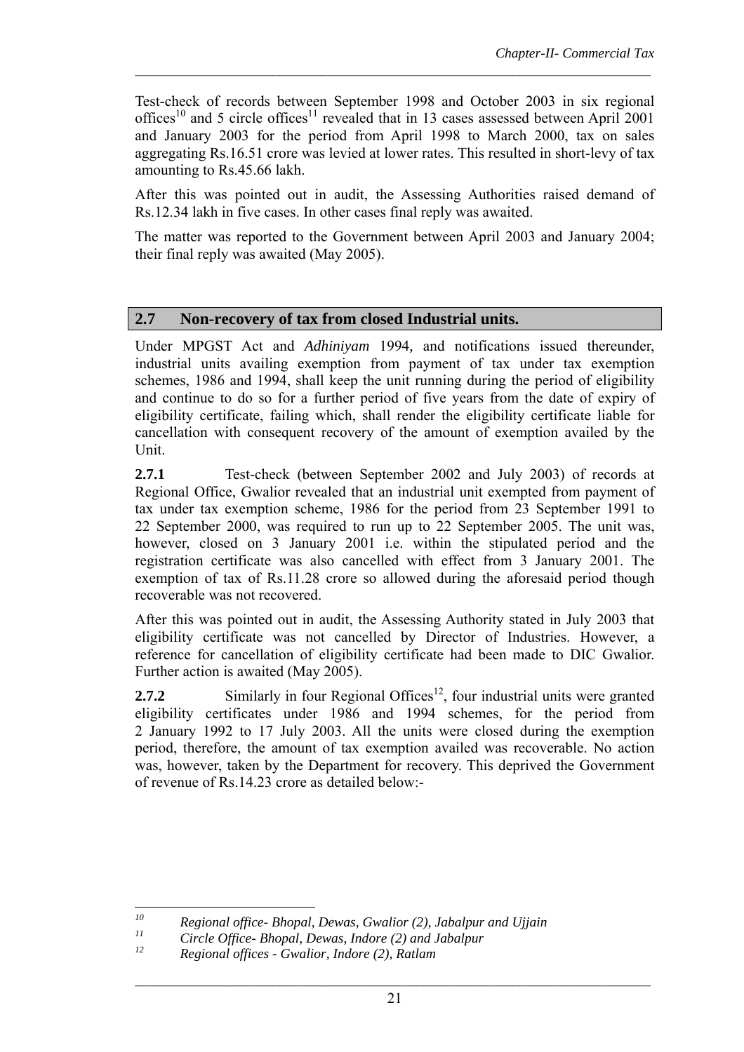Test-check of records between September 1998 and October 2003 in six regional offices[10] and 5 circle offices[11] revealed that in 13 cases assessed between April 2001 and January 2003 for the period from April 1998 to March 2000, tax on sales aggregating Rs.16.51 crore was levied at lower rates. This resulted in short-levy of tax amounting to Rs.45.66 lakh.

After this was pointed out in audit, the Assessing Authorities raised demand of Rs.12.34 lakh in five cases. In other cases final reply was awaited.

The matter was reported to the Government between April 2003 and January 2004; their final reply was awaited (May 2005).

## 2.7 Non-recovery of tax from closed Industrial units.

Under MPGST Act and *Adhiniyam* 1994, and notifications issued thereunder, industrial units availing exemption from payment of tax under tax exemption schemes, 1986 and 1994, shall keep the unit running during the period of eligibility and continue to do so for a further period of five years from the date of expiry of eligibility certificate, failing which, shall render the eligibility certificate liable for cancellation with consequent recovery of the amount of exemption availed by the Unit.

**2.7.1** Test-check (between September 2002 and July 2003) of records at Regional Office, Gwalior revealed that an industrial unit exempted from payment of tax under tax exemption scheme, 1986 for the period from 23 September 1991 to 22 September 2000, was required to run up to 22 September 2005. The unit was, however, closed on 3 January 2001 i.e. within the stipulated period and the registration certificate was also cancelled with effect from 3 January 2001. The exemption of tax of Rs.11.28 crore so allowed during the aforesaid period though recoverable was not recovered.

After this was pointed out in audit, the Assessing Authority stated in July 2003 that eligibility certificate was not cancelled by Director of Industries. However, a reference for cancellation of eligibility certificate had been made to DIC Gwalior. Further action is awaited (May 2005).

**2.7.2** Similarly in four Regional Offices[12], four industrial units were granted eligibility certificates under 1986 and 1994 schemes, for the period from 2 January 1992 to 17 July 2003. All the units were closed during the exemption period, therefore, the amount of tax exemption availed was recoverable. No action was, however, taken by the Department for recovery. This deprived the Government of revenue of Rs.14.23 crore as detailed below:-

---

[10] *Regional office- Bhopal, Dewas, Gwalior (2), Jabalpur and Ujjain*

[11] *Circle Office- Bhopal, Dewas, Indore (2) and Jabalpur*

[12] *Regional offices - Gwalior, Indore (2), Ratlam*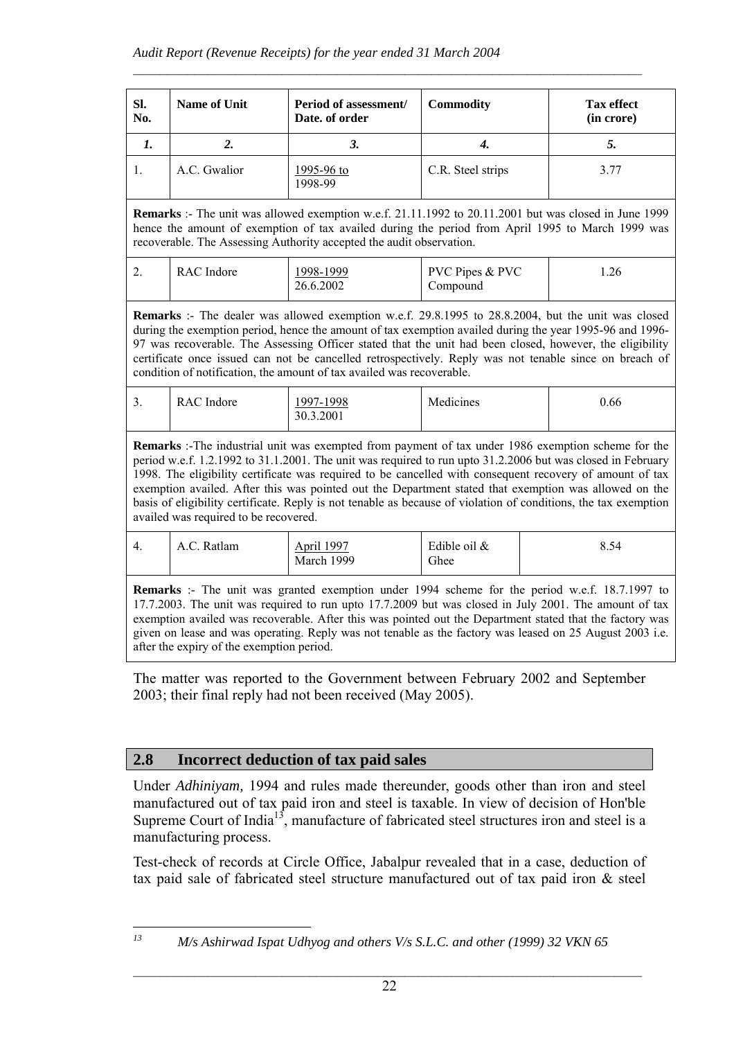| Sl. No. | Name of Unit | Period of assessment/ Date. of order | Commodity | Tax effect (in crore) |
|---|---|---|---|---|
| *1.* | *2.* | *3.* | *4.* | *5.* |
| 1. | A.C. Gwalior | 1995-96 to 1998-99 | C.R. Steel strips | 3.77 |
| **Remarks** :- The unit was allowed exemption w.e.f. 21.11.1992 to 20.11.2001 but was closed in June 1999 hence the amount of exemption of tax availed during the period from April 1995 to March 1999 was recoverable. The Assessing Authority accepted the audit observation. | | | | |
| 2. | RAC Indore | 1998-1999 26.6.2002 | PVC Pipes & PVC Compound | 1.26 |
| **Remarks** :- The dealer was allowed exemption w.e.f. 29.8.1995 to 28.8.2004, but the unit was closed during the exemption period, hence the amount of tax exemption availed during the year 1995-96 and 1996-97 was recoverable. The Assessing Officer stated that the unit had been closed, however, the eligibility certificate once issued can not be cancelled retrospectively. Reply was not tenable since on breach of condition of notification, the amount of tax availed was recoverable. | | | | |
| 3. | RAC Indore | 1997-1998 30.3.2001 | Medicines | 0.66 |
| **Remarks** :-The industrial unit was exempted from payment of tax under 1986 exemption scheme for the period w.e.f. 1.2.1992 to 31.1.2001. The unit was required to run upto 31.2.2006 but was closed in February 1998. The eligibility certificate was required to be cancelled with consequent recovery of amount of tax exemption availed. After this was pointed out the Department stated that exemption was allowed on the basis of eligibility certificate. Reply is not tenable as because of violation of conditions, the tax exemption availed was required to be recovered. | | | | |
| 4. | A.C. Ratlam | April 1997 March 1999 | Edible oil & Ghee | 8.54 |
| **Remarks** :- The unit was granted exemption under 1994 scheme for the period w.e.f. 18.7.1997 to 17.7.2003. The unit was required to run upto 17.7.2009 but was closed in July 2001. The amount of tax exemption availed was recoverable. After this was pointed out the Department stated that the factory was given on lease and was operating. Reply was not tenable as the factory was leased on 25 August 2003 i.e. after the expiry of the exemption period. | | | | |

The matter was reported to the Government between February 2002 and September 2003; their final reply had not been received (May 2005).

## 2.8 Incorrect deduction of tax paid sales

Under *Adhiniyam,* 1994 and rules made thereunder, goods other than iron and steel manufactured out of tax paid iron and steel is taxable. In view of decision of Hon'ble Supreme Court of India[13], manufacture of fabricated steel structures iron and steel is a manufacturing process.

Test-check of records at Circle Office, Jabalpur revealed that in a case, deduction of tax paid sale of fabricated steel structure manufactured out of tax paid iron & steel

[13] *M/s Ashirwad Ispat Udhyog and others V/s S.L.C. and other (1999) 32 VKN 65*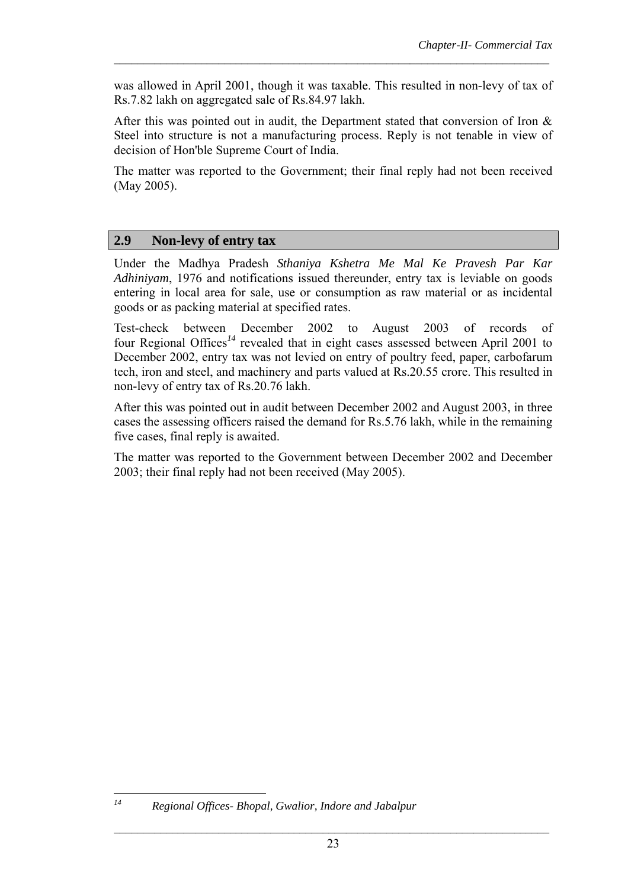was allowed in April 2001, though it was taxable. This resulted in non-levy of tax of Rs.7.82 lakh on aggregated sale of Rs.84.97 lakh.

After this was pointed out in audit, the Department stated that conversion of Iron & Steel into structure is not a manufacturing process. Reply is not tenable in view of decision of Hon'ble Supreme Court of India.

The matter was reported to the Government; their final reply had not been received (May 2005).

## 2.9 Non-levy of entry tax

Under the Madhya Pradesh *Sthaniya Kshetra Me Mal Ke Pravesh Par Kar Adhiniyam*, 1976 and notifications issued thereunder, entry tax is leviable on goods entering in local area for sale, use or consumption as raw material or as incidental goods or as packing material at specified rates.

Test-check between December 2002 to August 2003 of records of four Regional Offices[14] revealed that in eight cases assessed between April 2001 to December 2002, entry tax was not levied on entry of poultry feed, paper, carbofarum tech, iron and steel, and machinery and parts valued at Rs.20.55 crore. This resulted in non-levy of entry tax of Rs.20.76 lakh.

After this was pointed out in audit between December 2002 and August 2003, in three cases the assessing officers raised the demand for Rs.5.76 lakh, while in the remaining five cases, final reply is awaited.

The matter was reported to the Government between December 2002 and December 2003; their final reply had not been received (May 2005).

---

[14] *Regional Offices- Bhopal, Gwalior, Indore and Jabalpur*